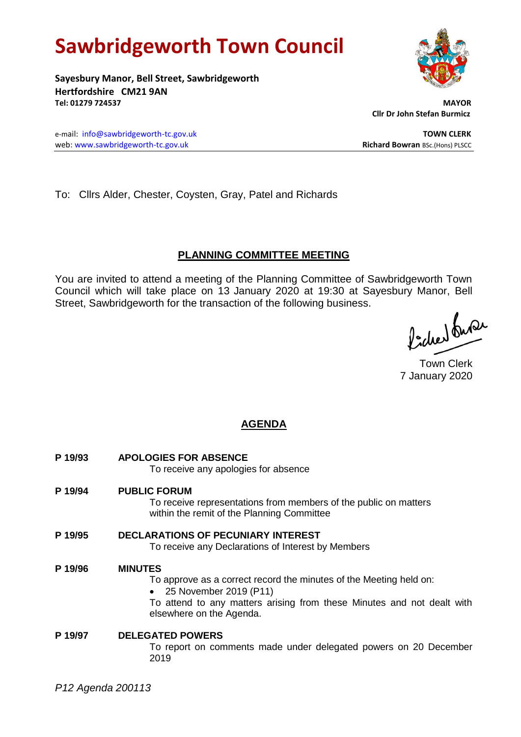# Sawbridgeworth Town Council

**Sayesbury Manor, Bell Street, Sawbridgeworth**
**Hertfordshire CM21 9AN**
**Tel: 01279 724537**

**MAYOR**
**Cllr Dr John Stefan Burmicz**

e-mail: info@sawbridgeworth-tc.gov.uk
web: www.sawbridgeworth-tc.gov.uk

**TOWN CLERK**
**Richard Bowran** BSc.(Hons) PLSCC

To: Cllrs Alder, Chester, Coysten, Gray, Patel and Richards

## PLANNING COMMITTEE MEETING

You are invited to attend a meeting of the Planning Committee of Sawbridgeworth Town Council which will take place on 13 January 2020 at 19:30 at Sayesbury Manor, Bell Street, Sawbridgeworth for the transaction of the following business.

Town Clerk
7 January 2020

## AGENDA

**P 19/93 APOLOGIES FOR ABSENCE**
To receive any apologies for absence

**P 19/94 PUBLIC FORUM**
To receive representations from members of the public on matters within the remit of the Planning Committee

**P 19/95 DECLARATIONS OF PECUNIARY INTEREST**
To receive any Declarations of Interest by Members

**P 19/96 MINUTES**
To approve as a correct record the minutes of the Meeting held on:

- 25 November 2019 (P11)

To attend to any matters arising from these Minutes and not dealt with elsewhere on the Agenda.

**P 19/97 DELEGATED POWERS**
To report on comments made under delegated powers on 20 December 2019

*P12 Agenda 200113*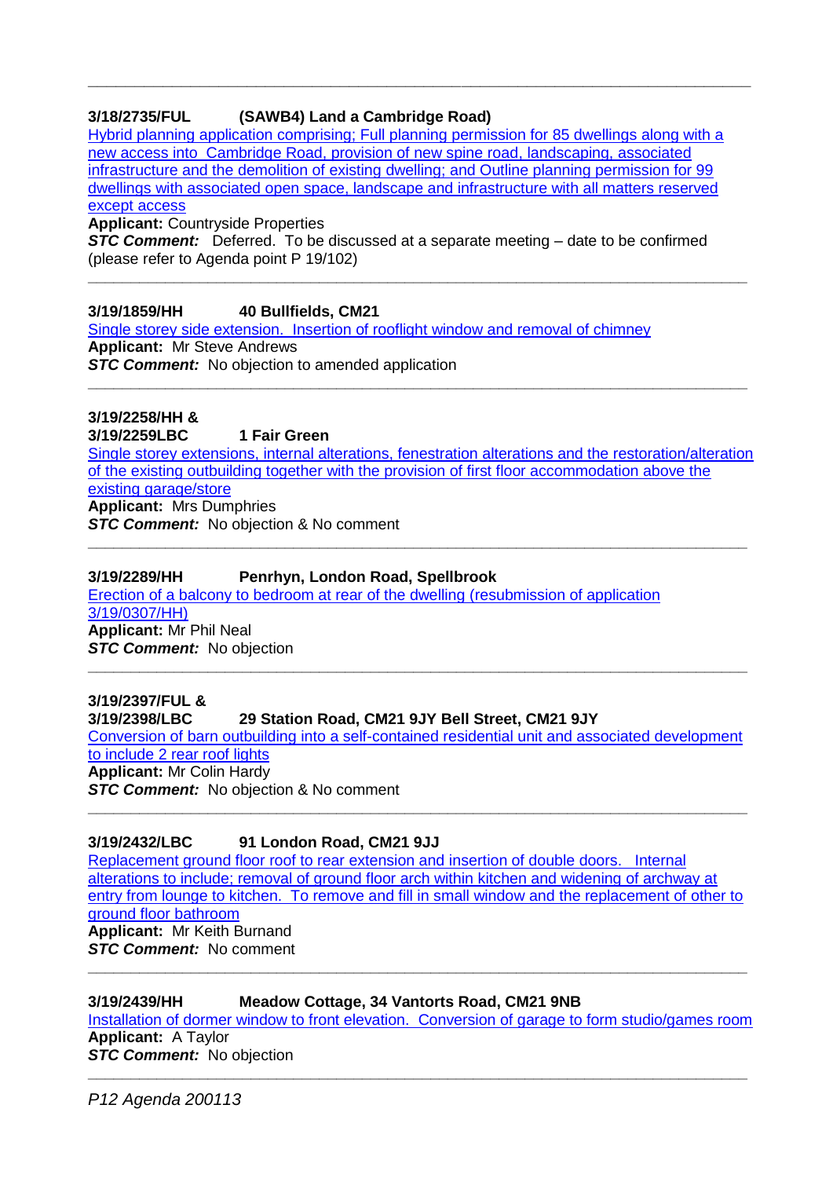---

**3/18/2735/FUL (SAWB4) Land a Cambridge Road)**

Hybrid planning application comprising; Full planning permission for 85 dwellings along with a new access into Cambridge Road, provision of new spine road, landscaping, associated infrastructure and the demolition of existing dwelling; and Outline planning permission for 99 dwellings with associated open space, landscape and infrastructure with all matters reserved except access

**Applicant:** Countryside Properties

***STC Comment:*** Deferred. To be discussed at a separate meeting – date to be confirmed (please refer to Agenda point P 19/102)

---

**3/19/1859/HH 40 Bullfields, CM21**

Single storey side extension. Insertion of rooflight window and removal of chimney

**Applicant:** Mr Steve Andrews

***STC Comment:*** No objection to amended application

---

**3/19/2258/HH &**
**3/19/2259LBC 1 Fair Green**

Single storey extensions, internal alterations, fenestration alterations and the restoration/alteration of the existing outbuilding together with the provision of first floor accommodation above the existing garage/store

**Applicant:** Mrs Dumphries

***STC Comment:*** No objection & No comment

---

**3/19/2289/HH Penrhyn, London Road, Spellbrook**

Erection of a balcony to bedroom at rear of the dwelling (resubmission of application 3/19/0307/HH)

**Applicant:** Mr Phil Neal

***STC Comment:*** No objection

---

**3/19/2397/FUL &**
**3/19/2398/LBC 29 Station Road, CM21 9JY Bell Street, CM21 9JY**

Conversion of barn outbuilding into a self-contained residential unit and associated development to include 2 rear roof lights

**Applicant:** Mr Colin Hardy

***STC Comment:*** No objection & No comment

---

**3/19/2432/LBC 91 London Road, CM21 9JJ**

Replacement ground floor roof to rear extension and insertion of double doors. Internal alterations to include; removal of ground floor arch within kitchen and widening of archway at entry from lounge to kitchen. To remove and fill in small window and the replacement of other to ground floor bathroom

**Applicant:** Mr Keith Burnand

***STC Comment:*** No comment

---

**3/19/2439/HH Meadow Cottage, 34 Vantorts Road, CM21 9NB**

Installation of dormer window to front elevation. Conversion of garage to form studio/games room

**Applicant:** A Taylor

***STC Comment:*** No objection

---

*P12 Agenda 200113*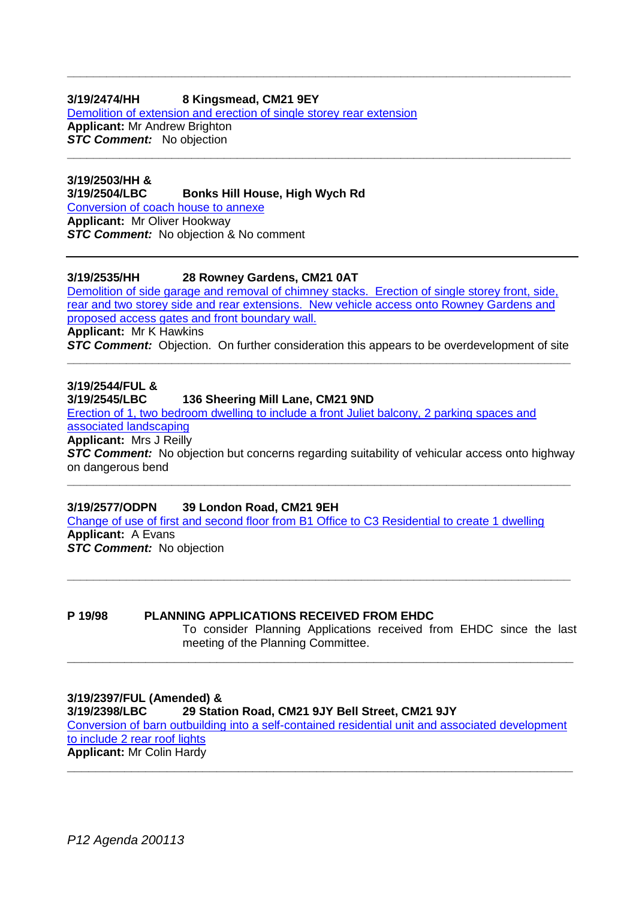---

**3/19/2474/HH 8 Kingsmead, CM21 9EY**
Demolition of extension and erection of single storey rear extension
**Applicant:** Mr Andrew Brighton
***STC Comment:*** No objection

---

**3/19/2503/HH &**
**3/19/2504/LBC Bonks Hill House, High Wych Rd**
Conversion of coach house to annexe
**Applicant:** Mr Oliver Hookway
***STC Comment:*** No objection & No comment

---

**3/19/2535/HH 28 Rowney Gardens, CM21 0AT**
Demolition of side garage and removal of chimney stacks. Erection of single storey front, side, rear and two storey side and rear extensions. New vehicle access onto Rowney Gardens and proposed access gates and front boundary wall.
**Applicant:** Mr K Hawkins
***STC Comment:*** Objection. On further consideration this appears to be overdevelopment of site

---

**3/19/2544/FUL &**
**3/19/2545/LBC 136 Sheering Mill Lane, CM21 9ND**
Erection of 1, two bedroom dwelling to include a front Juliet balcony, 2 parking spaces and associated landscaping
**Applicant:** Mrs J Reilly
***STC Comment:*** No objection but concerns regarding suitability of vehicular access onto highway on dangerous bend

---

**3/19/2577/ODPN 39 London Road, CM21 9EH**
Change of use of first and second floor from B1 Office to C3 Residential to create 1 dwelling
**Applicant:** A Evans
***STC Comment:*** No objection

---

**P 19/98 PLANNING APPLICATIONS RECEIVED FROM EHDC**

To consider Planning Applications received from EHDC since the last meeting of the Planning Committee.

---

**3/19/2397/FUL (Amended) &**
**3/19/2398/LBC 29 Station Road, CM21 9JY Bell Street, CM21 9JY**
Conversion of barn outbuilding into a self-contained residential unit and associated development to include 2 rear roof lights
**Applicant:** Mr Colin Hardy

---

*P12 Agenda 200113*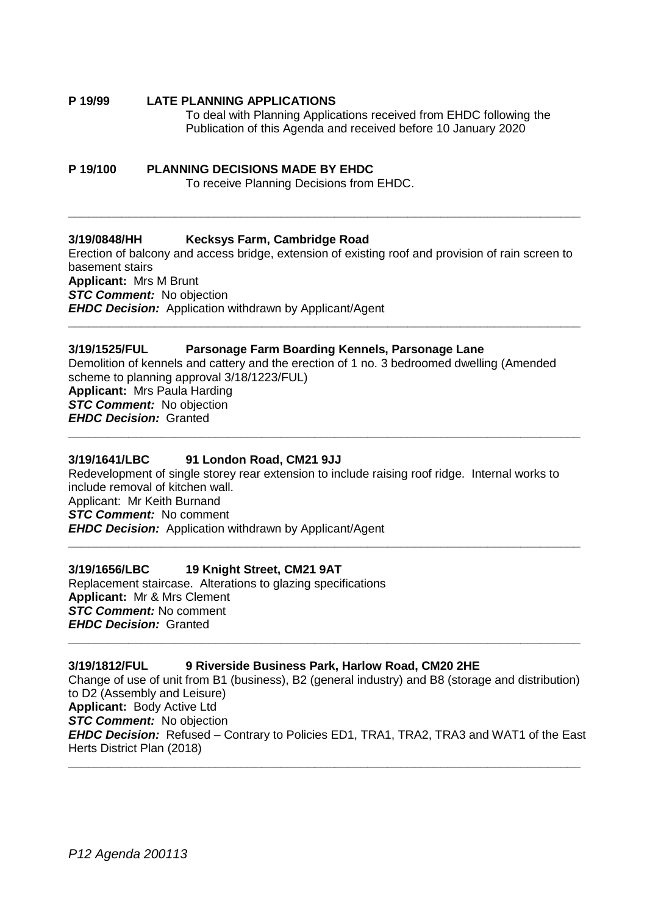**P 19/99 LATE PLANNING APPLICATIONS**

To deal with Planning Applications received from EHDC following the Publication of this Agenda and received before 10 January 2020

**P 19/100 PLANNING DECISIONS MADE BY EHDC**

To receive Planning Decisions from EHDC.

---

**3/19/0848/HH Kecksys Farm, Cambridge Road**

Erection of balcony and access bridge, extension of existing roof and provision of rain screen to basement stairs

**Applicant:** Mrs M Brunt

***STC Comment:*** No objection

***EHDC Decision:*** Application withdrawn by Applicant/Agent

---

**3/19/1525/FUL Parsonage Farm Boarding Kennels, Parsonage Lane**

Demolition of kennels and cattery and the erection of 1 no. 3 bedroomed dwelling (Amended scheme to planning approval 3/18/1223/FUL)

**Applicant:** Mrs Paula Harding

***STC Comment:*** No objection

***EHDC Decision:*** Granted

---

**3/19/1641/LBC 91 London Road, CM21 9JJ**

Redevelopment of single storey rear extension to include raising roof ridge. Internal works to include removal of kitchen wall.

Applicant: Mr Keith Burnand

***STC Comment:*** No comment

***EHDC Decision:*** Application withdrawn by Applicant/Agent

---

**3/19/1656/LBC 19 Knight Street, CM21 9AT**

Replacement staircase. Alterations to glazing specifications

**Applicant:** Mr & Mrs Clement

***STC Comment:*** No comment

***EHDC Decision:*** Granted

---

**3/19/1812/FUL 9 Riverside Business Park, Harlow Road, CM20 2HE**

Change of use of unit from B1 (business), B2 (general industry) and B8 (storage and distribution) to D2 (Assembly and Leisure)

**Applicant:** Body Active Ltd

***STC Comment:*** No objection

***EHDC Decision:*** Refused – Contrary to Policies ED1, TRA1, TRA2, TRA3 and WAT1 of the East Herts District Plan (2018)

---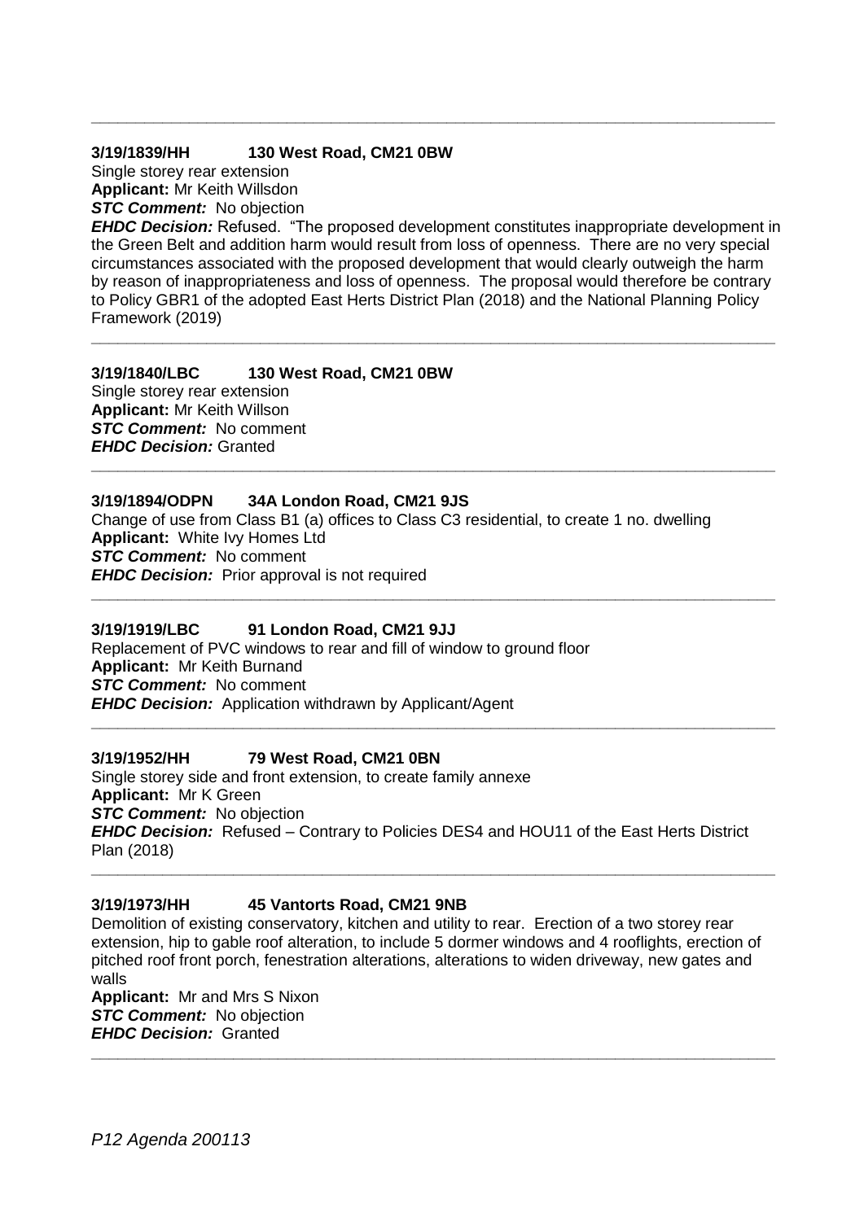---

**3/19/1839/HH 130 West Road, CM21 0BW**

Single storey rear extension
**Applicant:** Mr Keith Willsdon
***STC Comment:*** No objection
***EHDC Decision:*** Refused. "The proposed development constitutes inappropriate development in the Green Belt and addition harm would result from loss of openness. There are no very special circumstances associated with the proposed development that would clearly outweigh the harm by reason of inappropriateness and loss of openness. The proposal would therefore be contrary to Policy GBR1 of the adopted East Herts District Plan (2018) and the National Planning Policy Framework (2019)

---

**3/19/1840/LBC 130 West Road, CM21 0BW**

Single storey rear extension
**Applicant:** Mr Keith Willson
***STC Comment:*** No comment
***EHDC Decision:*** Granted

---

**3/19/1894/ODPN 34A London Road, CM21 9JS**

Change of use from Class B1 (a) offices to Class C3 residential, to create 1 no. dwelling
**Applicant:** White Ivy Homes Ltd
***STC Comment:*** No comment
***EHDC Decision:*** Prior approval is not required

---

**3/19/1919/LBC 91 London Road, CM21 9JJ**

Replacement of PVC windows to rear and fill of window to ground floor
**Applicant:** Mr Keith Burnand
***STC Comment:*** No comment
***EHDC Decision:*** Application withdrawn by Applicant/Agent

---

**3/19/1952/HH 79 West Road, CM21 0BN**

Single storey side and front extension, to create family annexe
**Applicant:** Mr K Green
***STC Comment:*** No objection
***EHDC Decision:*** Refused – Contrary to Policies DES4 and HOU11 of the East Herts District Plan (2018)

---

**3/19/1973/HH 45 Vantorts Road, CM21 9NB**

Demolition of existing conservatory, kitchen and utility to rear. Erection of a two storey rear extension, hip to gable roof alteration, to include 5 dormer windows and 4 rooflights, erection of pitched roof front porch, fenestration alterations, alterations to widen driveway, new gates and walls
**Applicant:** Mr and Mrs S Nixon
***STC Comment:*** No objection
***EHDC Decision:*** Granted

---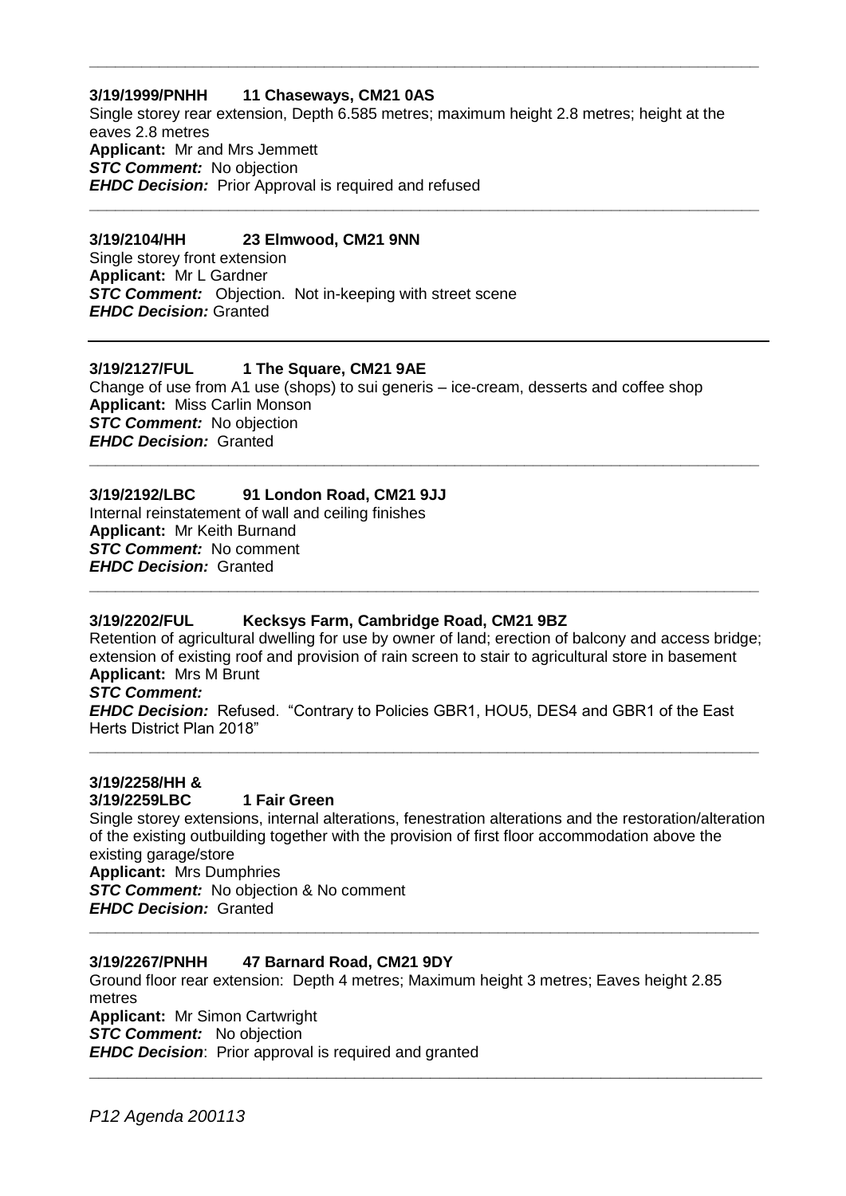---

**3/19/1999/PNHH 11 Chaseways, CM21 0AS**

Single storey rear extension, Depth 6.585 metres; maximum height 2.8 metres; height at the eaves 2.8 metres

**Applicant:** Mr and Mrs Jemmett

***STC Comment:*** No objection

***EHDC Decision:*** Prior Approval is required and refused

---

**3/19/2104/HH 23 Elmwood, CM21 9NN**

Single storey front extension

**Applicant:** Mr L Gardner

***STC Comment:*** Objection. Not in-keeping with street scene

***EHDC Decision:*** Granted

---

**3/19/2127/FUL 1 The Square, CM21 9AE**

Change of use from A1 use (shops) to sui generis – ice-cream, desserts and coffee shop

**Applicant:** Miss Carlin Monson

***STC Comment:*** No objection

***EHDC Decision:*** Granted

---

**3/19/2192/LBC 91 London Road, CM21 9JJ**

Internal reinstatement of wall and ceiling finishes

**Applicant:** Mr Keith Burnand

***STC Comment:*** No comment

***EHDC Decision:*** Granted

---

**3/19/2202/FUL Kecksys Farm, Cambridge Road, CM21 9BZ**

Retention of agricultural dwelling for use by owner of land; erection of balcony and access bridge; extension of existing roof and provision of rain screen to stair to agricultural store in basement

**Applicant:** Mrs M Brunt

***STC Comment:***

***EHDC Decision:*** Refused. "Contrary to Policies GBR1, HOU5, DES4 and GBR1 of the East Herts District Plan 2018"

---

**3/19/2258/HH &**
**3/19/2259LBC 1 Fair Green**

Single storey extensions, internal alterations, fenestration alterations and the restoration/alteration of the existing outbuilding together with the provision of first floor accommodation above the existing garage/store

**Applicant:** Mrs Dumphries

***STC Comment:*** No objection & No comment

***EHDC Decision:*** Granted

---

**3/19/2267/PNHH 47 Barnard Road, CM21 9DY**

Ground floor rear extension: Depth 4 metres; Maximum height 3 metres; Eaves height 2.85 metres

**Applicant:** Mr Simon Cartwright

***STC Comment:*** No objection

***EHDC Decision***: Prior approval is required and granted

---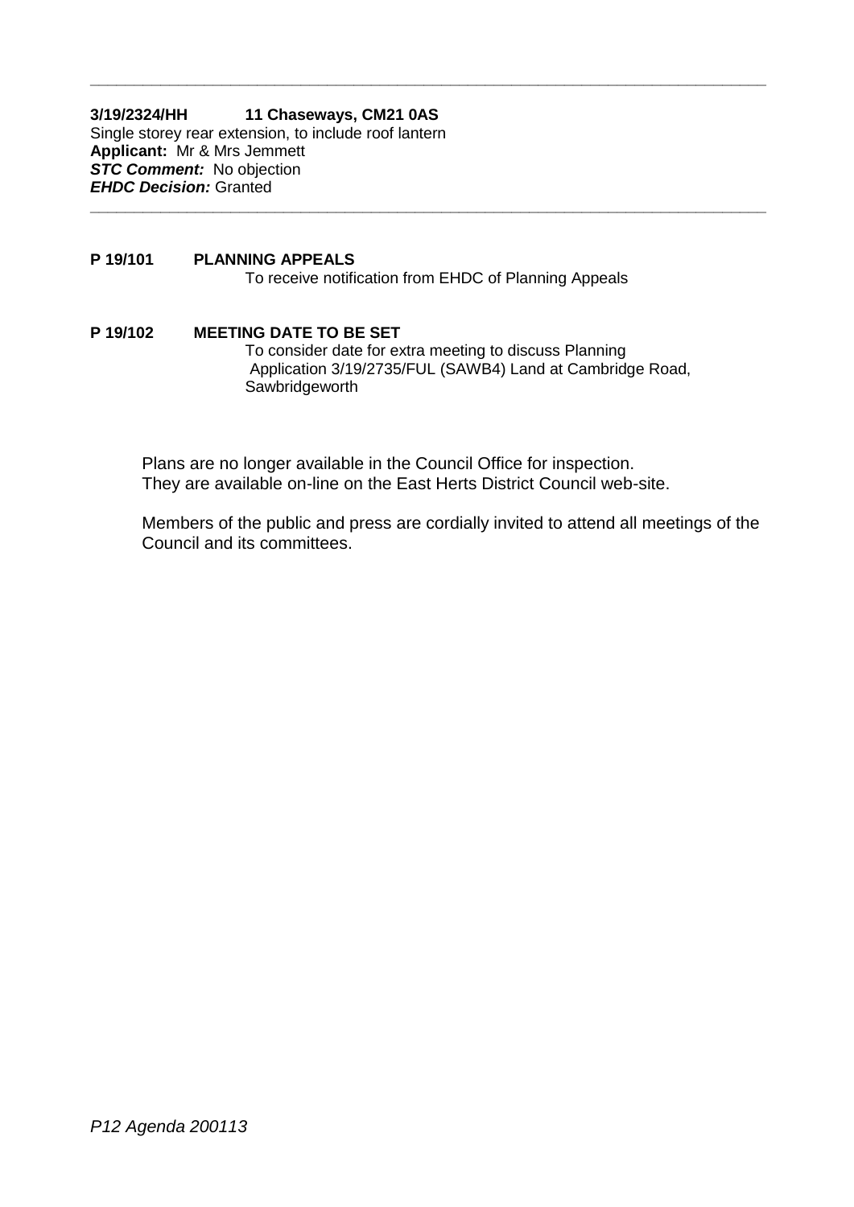---

**3/19/2324/HH        11 Chaseways, CM21 0AS**
Single storey rear extension, to include roof lantern
**Applicant:** Mr & Mrs Jemmett
***STC Comment:*** No objection
***EHDC Decision:*** Granted

---

**P 19/101    PLANNING APPEALS**
To receive notification from EHDC of Planning Appeals

**P 19/102    MEETING DATE TO BE SET**
To consider date for extra meeting to discuss Planning Application 3/19/2735/FUL (SAWB4) Land at Cambridge Road, Sawbridgeworth

Plans are no longer available in the Council Office for inspection.
They are available on-line on the East Herts District Council web-site.

Members of the public and press are cordially invited to attend all meetings of the Council and its committees.